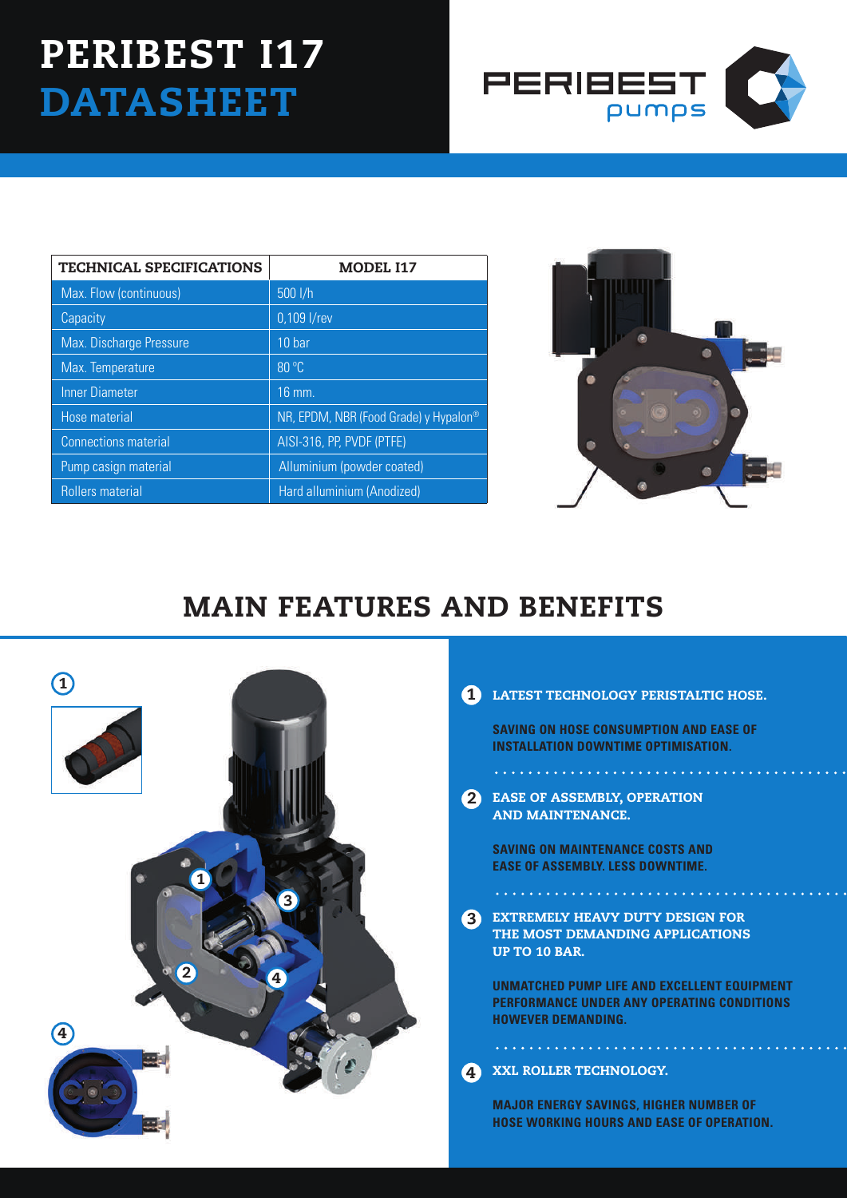# PERIBEST I17 DATASHEET

PERIBEST pumps

| TECHNICAL SPECIFICATIONS | MODEL I17 |
| --- | --- |
| Max. Flow (continuous) | 500 l/h |
| Capacity | 0,109 l/rev |
| Max. Discharge Pressure | 10 bar |
| Max. Temperature | 80 ºC |
| Inner Diameter | 16 mm. |
| Hose material | NR, EPDM, NBR (Food Grade) y Hypalon® |
| Connections material | AISI-316, PP, PVDF (PTFE) |
| Pump casign material | Alluminium (powder coated) |
| Rollers material | Hard alluminium (Anodized) |

## MAIN FEATURES AND BENEFITS

1. **LATEST TECHNOLOGY PERISTALTIC HOSE.**

   SAVING ON HOSE CONSUMPTION AND EASE OF INSTALLATION DOWNTIME OPTIMISATION.

2. **EASE OF ASSEMBLY, OPERATION AND MAINTENANCE.**

   SAVING ON MAINTENANCE COSTS AND EASE OF ASSEMBLY. LESS DOWNTIME.

3. **EXTREMELY HEAVY DUTY DESIGN FOR THE MOST DEMANDING APPLICATIONS UP TO 10 BAR.**

   UNMATCHED PUMP LIFE AND EXCELLENT EQUIPMENT PERFORMANCE UNDER ANY OPERATING CONDITIONS HOWEVER DEMANDING.

4. **XXL ROLLER TECHNOLOGY.**

   MAJOR ENERGY SAVINGS, HIGHER NUMBER OF HOSE WORKING HOURS AND EASE OF OPERATION.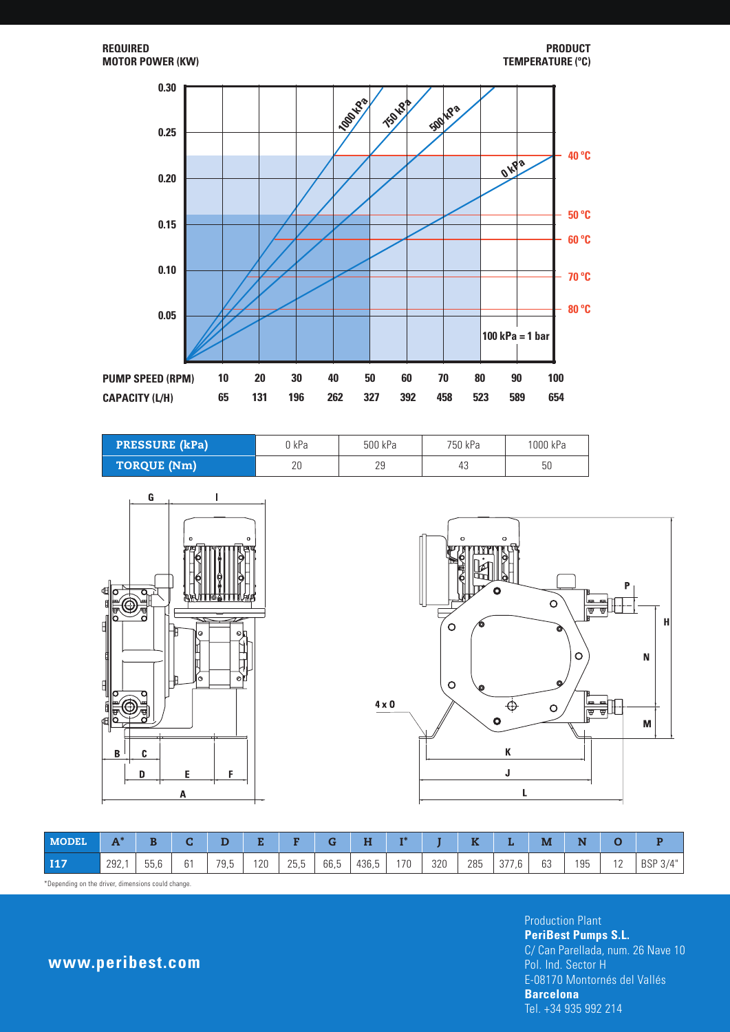REQUIRED MOTOR POWER (KW)

PRODUCT TEMPERATURE (ºC)

0.30
0.25
0.20
0.15
0.10
0.05

1000 kPa
750 kPa
500 kPa
0 kPa

40 ºC
50 ºC
60 ºC
70 ºC
80 ºC

100 kPa = 1 bar

PUMP SPEED (RPM) 10 20 30 40 50 60 70 80 90 100

CAPACITY (L/H) 65 131 196 262 327 392 458 523 589 654

| PRESSURE (kPa) | 0 kPa | 500 kPa | 750 kPa | 1000 kPa |
|---|---|---|---|---|
| TORQUE (Nm) | 20 | 29 | 43 | 50 |

G I B C D E F A

P H N M 4 x O K J L

| MODEL | A* | B | C | D | E | F | G | H | I* | J | K | L | M | N | O | P |
|---|---|---|---|---|---|---|---|---|---|---|---|---|---|---|---|---|
| I17 | 292,1 | 55,6 | 61 | 79,5 | 120 | 25,5 | 66,5 | 436,5 | 170 | 320 | 285 | 377,6 | 63 | 195 | 12 | BSP 3/4" |

*Depending on the driver, dimensions could change.

**www.peribest.com**

Production Plant
**PeriBest Pumps S.L.**
C/ Can Parellada, num. 26 Nave 10
Pol. Ind. Sector H
E-08170 Montornés del Vallés
**Barcelona**
Tel. +34 935 992 214